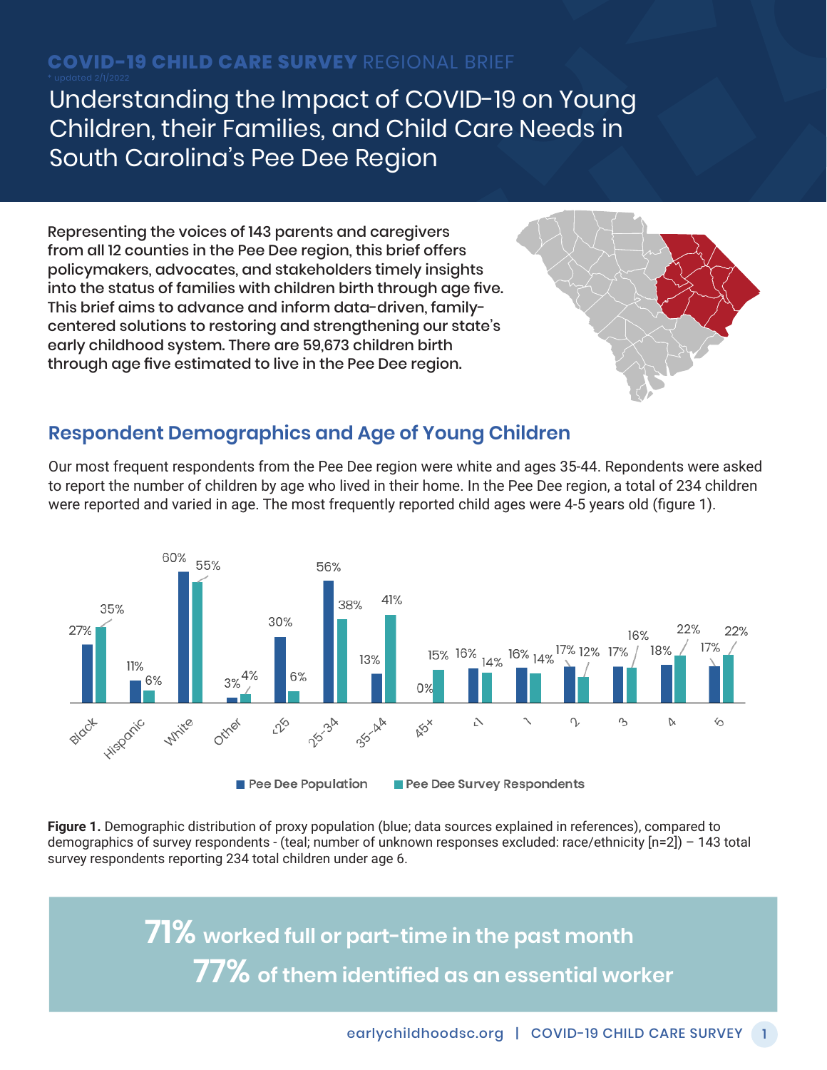**COVID-19 CHILD CARE SURVEY** REGIONAL BRIEF

* updated 2/1/2022

# Understanding the Impact of COVID-19 on Young Children, their Families, and Child Care Needs in South Carolina's Pee Dee Region

Representing the voices of 143 parents and caregivers from all 12 counties in the Pee Dee region, this brief offers policymakers, advocates, and stakeholders timely insights into the status of families with children birth through age five. This brief aims to advance and inform data-driven, family-centered solutions to restoring and strengthening our state's early childhood system. There are 59,673 children birth through age five estimated to live in the Pee Dee region.

## Respondent Demographics and Age of Young Children

Our most frequent respondents from the Pee Dee region were white and ages 35-44. Respondents were asked to report the number of children by age who lived in their home. In the Pee Dee region, a total of 234 children were reported and varied in age. The most frequently reported child ages were 4-5 years old (figure 1).

Black: 27%, 35%
Hispanic: 11%, 6%
White: 60%, 55%
Other: 3%, 4%
<25: 30%, 6%
25-34: 56%, 38%
35-44: 13%, 41%
45+: 0%, 15%
<1: 16%, 14%
1: 16%, 14%
2: 17%, 12%
3: 17%, 16%
4: 18%, 22%
5: 17%, 22%

Pee Dee Population
Pee Dee Survey Respondents

**Figure 1.** Demographic distribution of proxy population (blue; data sources explained in references), compared to demographics of survey respondents - (teal; number of unknown responses excluded: race/ethnicity [n=2]) – 143 total survey respondents reporting 234 total children under age 6.

**71%** worked full or part-time in the past month

**77%** of them identified as an essential worker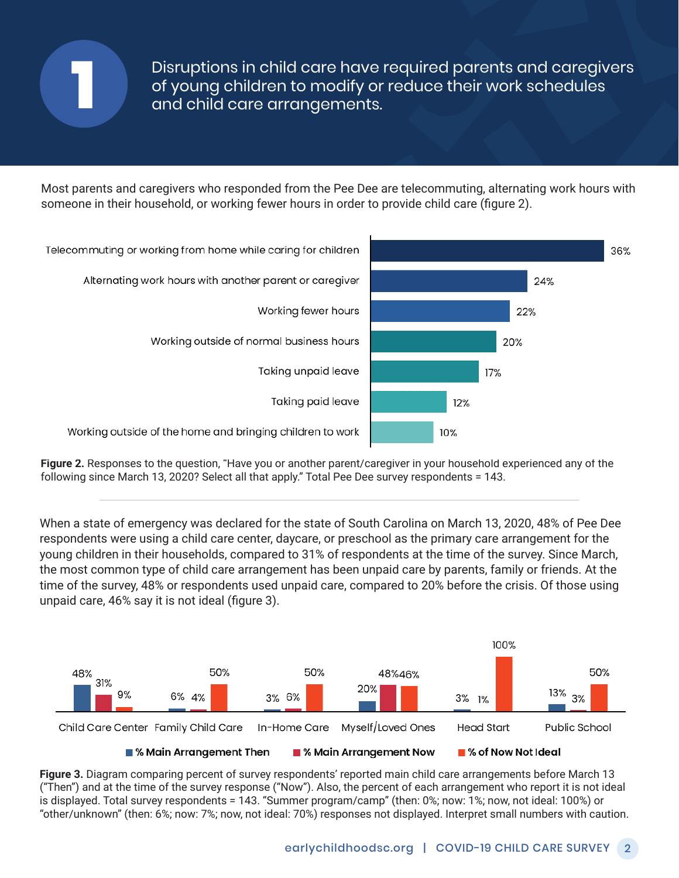# 1

## Disruptions in child care have required parents and caregivers of young children to modify or reduce their work schedules and child care arrangements.

Most parents and caregivers who responded from the Pee Dee are telecommuting, alternating work hours with someone in their household, or working fewer hours in order to provide child care (figure 2).

Telecommuting or working from home while caring for children 36%
Alternating work hours with another parent or caregiver 24%
Working fewer hours 22%
Working outside of normal business hours 20%
Taking unpaid leave 17%
Taking paid leave 12%
Working outside of the home and bringing children to work 10%

**Figure 2.** Responses to the question, "Have you or another parent/caregiver in your household experienced any of the following since March 13, 2020? Select all that apply." Total Pee Dee survey respondents = 143.

---

When a state of emergency was declared for the state of South Carolina on March 13, 2020, 48% of Pee Dee respondents were using a child care center, daycare, or preschool as the primary care arrangement for the young children in their households, compared to 31% of respondents at the time of the survey. Since March, the most common type of child care arrangement has been unpaid care by parents, family or friends. At the time of the survey, 48% or respondents used unpaid care, compared to 20% before the crisis. Of those using unpaid care, 46% say it is not ideal (figure 3).

Child Care Center: 48% 31% 9%
Family Child Care: 6% 4% 50%
In-Home Care: 3% 6% 50%
Myself/Loved Ones: 20% 48% 46%
Head Start: 3% 1% 100%
Public School: 13% 3% 50%

% Main Arrangement Then | % Main Arrangement Now | % of Now Not Ideal

**Figure 3.** Diagram comparing percent of survey respondents' reported main child care arrangements before March 13 ("Then") and at the time of the survey response ("Now"). Also, the percent of each arrangement who report it is not ideal is displayed. Total survey respondents = 143. "Summer program/camp" (then: 0%; now: 1%; now, not ideal: 100%) or "other/unknown" (then: 6%; now: 7%; now, not ideal: 70%) responses not displayed. Interpret small numbers with caution.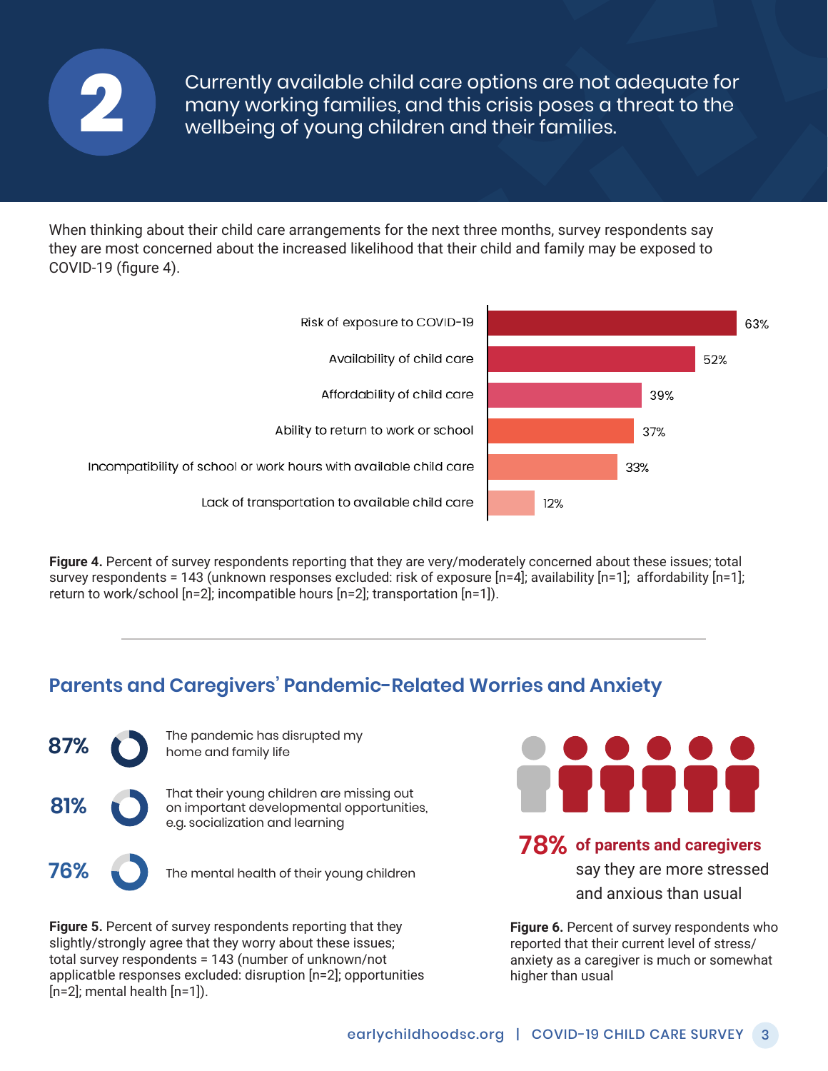# 2

Currently available child care options are not adequate for many working families, and this crisis poses a threat to the wellbeing of young children and their families.

When thinking about their child care arrangements for the next three months, survey respondents say they are most concerned about the increased likelihood that their child and family may be exposed to COVID-19 (figure 4).

Risk of exposure to COVID-19 63%
Availability of child care 52%
Affordability of child care 39%
Ability to return to work or school 37%
Incompatibility of school or work hours with available child care 33%
Lack of transportation to available child care 12%

**Figure 4.** Percent of survey respondents reporting that they are very/moderately concerned about these issues; total survey respondents = 143 (unknown responses excluded: risk of exposure [n=4]; availability [n=1]; affordability [n=1]; return to work/school [n=2]; incompatible hours [n=2]; transportation [n=1]).

---

## Parents and Caregivers' Pandemic-Related Worries and Anxiety

87% The pandemic has disrupted my home and family life

81% That their young children are missing out on important developmental opportunities, e.g. socialization and learning

76% The mental health of their young children

**Figure 5.** Percent of survey respondents reporting that they slightly/strongly agree that they worry about these issues; total survey respondents = 143 (number of unknown/not applicatble responses excluded: disruption [n=2]; opportunities [n=2]; mental health [n=1]).

**78% of parents and caregivers** say they are more stressed and anxious than usual

**Figure 6.** Percent of survey respondents who reported that their current level of stress/ anxiety as a caregiver is much or somewhat higher than usual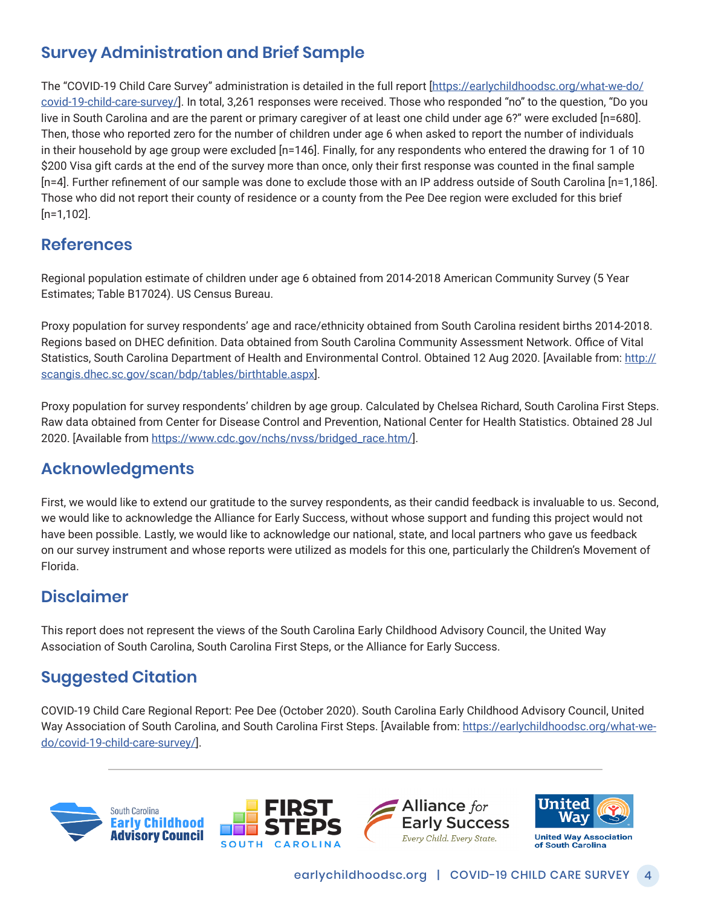## Survey Administration and Brief Sample

The "COVID-19 Child Care Survey" administration is detailed in the full report [https://earlychildhoodsc.org/what-we-do/covid-19-child-care-survey/]. In total, 3,261 responses were received. Those who responded "no" to the question, "Do you live in South Carolina and are the parent or primary caregiver of at least one child under age 6?" were excluded [n=680]. Then, those who reported zero for the number of children under age 6 when asked to report the number of individuals in their household by age group were excluded [n=146]. Finally, for any respondents who entered the drawing for 1 of 10 $200 Visa gift cards at the end of the survey more than once, only their first response was counted in the final sample [n=4]. Further refinement of our sample was done to exclude those with an IP address outside of South Carolina [n=1,186]. Those who did not report their county of residence or a county from the Pee Dee region were excluded for this brief [n=1,102].

## References

Regional population estimate of children under age 6 obtained from 2014-2018 American Community Survey (5 Year Estimates; Table B17024). US Census Bureau.

Proxy population for survey respondents' age and race/ethnicity obtained from South Carolina resident births 2014-2018. Regions based on DHEC definition. Data obtained from South Carolina Community Assessment Network. Office of Vital Statistics, South Carolina Department of Health and Environmental Control. Obtained 12 Aug 2020. [Available from: http://scangis.dhec.sc.gov/scan/bdp/tables/birthtable.aspx].

Proxy population for survey respondents' children by age group. Calculated by Chelsea Richard, South Carolina First Steps. Raw data obtained from Center for Disease Control and Prevention, National Center for Health Statistics. Obtained 28 Jul 2020. [Available from https://www.cdc.gov/nchs/nvss/bridged_race.htm/].

## Acknowledgments

First, we would like to extend our gratitude to the survey respondents, as their candid feedback is invaluable to us. Second, we would like to acknowledge the Alliance for Early Success, without whose support and funding this project would not have been possible. Lastly, we would like to acknowledge our national, state, and local partners who gave us feedback on our survey instrument and whose reports were utilized as models for this one, particularly the Children's Movement of Florida.

## Disclaimer

This report does not represent the views of the South Carolina Early Childhood Advisory Council, the United Way Association of South Carolina, South Carolina First Steps, or the Alliance for Early Success.

## Suggested Citation

COVID-19 Child Care Regional Report: Pee Dee (October 2020). South Carolina Early Childhood Advisory Council, United Way Association of South Carolina, and South Carolina First Steps. [Available from: https://earlychildhoodsc.org/what-we-do/covid-19-child-care-survey/].

South Carolina Early Childhood Advisory Council

First Steps South Carolina

Alliance for Early Success
*Every Child. Every State.*

United Way
United Way Association of South Carolina